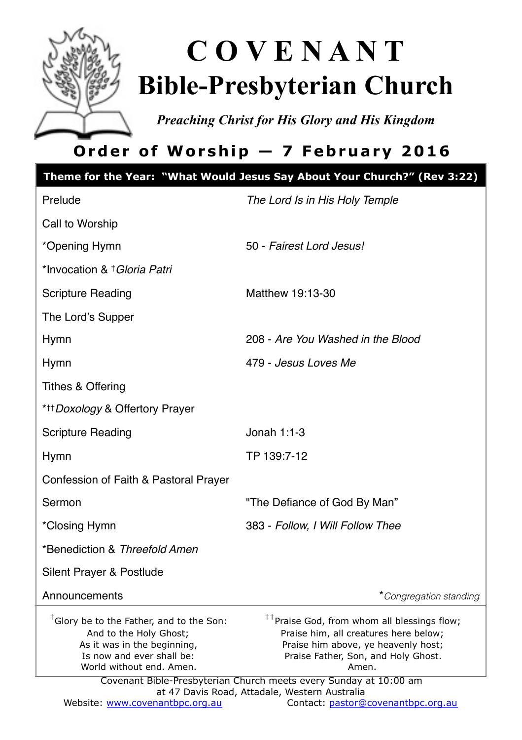# C O V E N A N T
# Bible-Presbyterian Church

*Preaching Christ for His Glory and His Kingdom*

## Order of Worship — 7 February 2016

**Theme for the Year: "What Would Jesus Say About Your Church?" (Rev 3:22)**

| | |
|---|---|
| Prelude | *The Lord Is in His Holy Temple* |
| Call to Worship | |
| *Opening Hymn | 50 - *Fairest Lord Jesus!* |
| *Invocation & †*Gloria Patri* | |
| Scripture Reading | Matthew 19:13-30 |
| The Lord's Supper | |
| Hymn | 208 - *Are You Washed in the Blood* |
| Hymn | 479 - *Jesus Loves Me* |
| Tithes & Offering | |
| *††*Doxology* & Offertory Prayer | |
| Scripture Reading | Jonah 1:1-3 |
| Hymn | TP 139:7-12 |
| Confession of Faith & Pastoral Prayer | |
| Sermon | "The Defiance of God By Man" |
| *Closing Hymn | 383 - *Follow, I Will Follow Thee* |
| *Benediction & *Threefold Amen* | |
| Silent Prayer & Postlude | |
| Announcements | **Congregation standing* |

†Glory be to the Father, and to the Son:
And to the Holy Ghost;
As it was in the beginning,
Is now and ever shall be:
World without end. Amen.

††Praise God, from whom all blessings flow;
Praise him, all creatures here below;
Praise him above, ye heavenly host;
Praise Father, Son, and Holy Ghost.
Amen.

Covenant Bible-Presbyterian Church meets every Sunday at 10:00 am
at 47 Davis Road, Attadale, Western Australia
Website: www.covenantbpc.org.au Contact: pastor@covenantbpc.org.au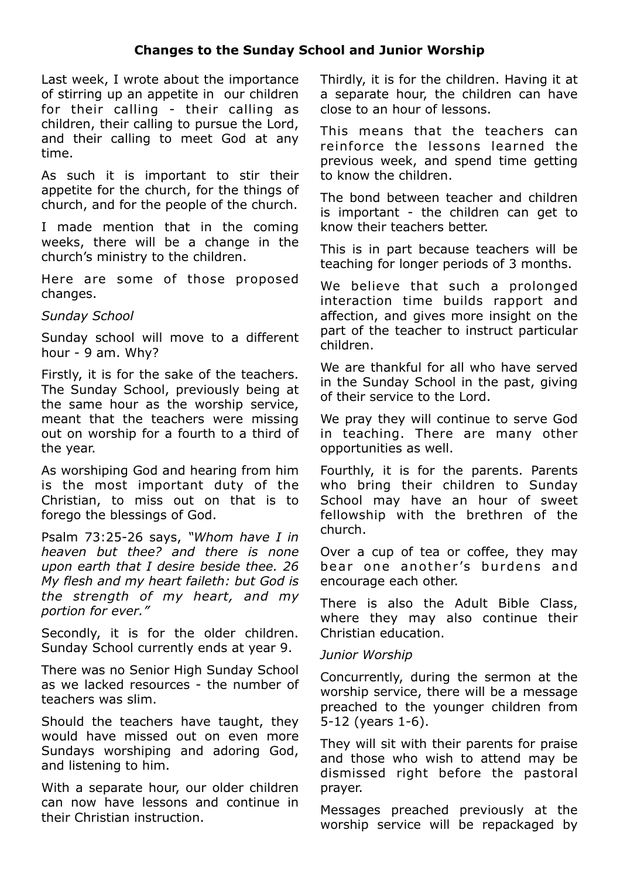## Changes to the Sunday School and Junior Worship

Last week, I wrote about the importance of stirring up an appetite in our children for their calling - their calling as children, their calling to pursue the Lord, and their calling to meet God at any time.

As such it is important to stir their appetite for the church, for the things of church, and for the people of the church.

I made mention that in the coming weeks, there will be a change in the church's ministry to the children.

Here are some of those proposed changes.

*Sunday School*

Sunday school will move to a different hour - 9 am. Why?

Firstly, it is for the sake of the teachers. The Sunday School, previously being at the same hour as the worship service, meant that the teachers were missing out on worship for a fourth to a third of the year.

As worshiping God and hearing from him is the most important duty of the Christian, to miss out on that is to forego the blessings of God.

Psalm 73:25-26 says, *"Whom have I in heaven but thee? and there is none upon earth that I desire beside thee. 26 My flesh and my heart faileth: but God is the strength of my heart, and my portion for ever."*

Secondly, it is for the older children. Sunday School currently ends at year 9.

There was no Senior High Sunday School as we lacked resources - the number of teachers was slim.

Should the teachers have taught, they would have missed out on even more Sundays worshiping and adoring God, and listening to him.

With a separate hour, our older children can now have lessons and continue in their Christian instruction.

Thirdly, it is for the children. Having it at a separate hour, the children can have close to an hour of lessons.

This means that the teachers can reinforce the lessons learned the previous week, and spend time getting to know the children.

The bond between teacher and children is important - the children can get to know their teachers better.

This is in part because teachers will be teaching for longer periods of 3 months.

We believe that such a prolonged interaction time builds rapport and affection, and gives more insight on the part of the teacher to instruct particular children.

We are thankful for all who have served in the Sunday School in the past, giving of their service to the Lord.

We pray they will continue to serve God in teaching. There are many other opportunities as well.

Fourthly, it is for the parents. Parents who bring their children to Sunday School may have an hour of sweet fellowship with the brethren of the church.

Over a cup of tea or coffee, they may bear one another's burdens and encourage each other.

There is also the Adult Bible Class, where they may also continue their Christian education.

*Junior Worship*

Concurrently, during the sermon at the worship service, there will be a message preached to the younger children from 5-12 (years 1-6).

They will sit with their parents for praise and those who wish to attend may be dismissed right before the pastoral prayer.

Messages preached previously at the worship service will be repackaged by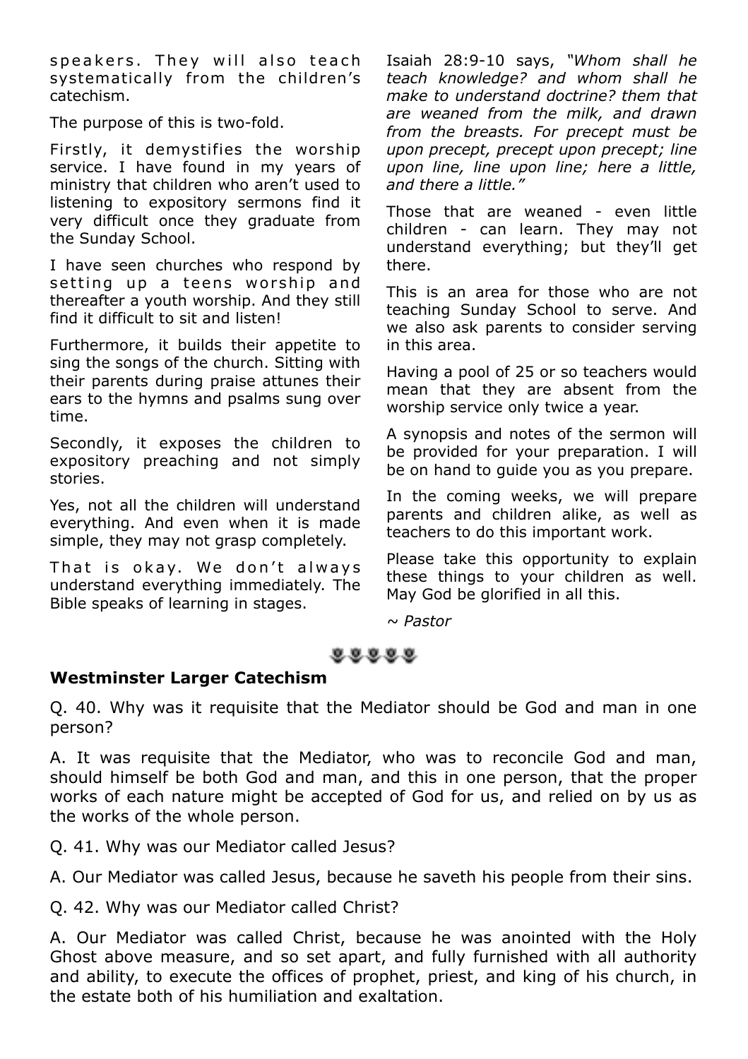speakers. They will also teach systematically from the children's catechism.

The purpose of this is two-fold.

Firstly, it demystifies the worship service. I have found in my years of ministry that children who aren't used to listening to expository sermons find it very difficult once they graduate from the Sunday School.

I have seen churches who respond by setting up a teens worship and thereafter a youth worship. And they still find it difficult to sit and listen!

Furthermore, it builds their appetite to sing the songs of the church. Sitting with their parents during praise attunes their ears to the hymns and psalms sung over time.

Secondly, it exposes the children to expository preaching and not simply stories.

Yes, not all the children will understand everything. And even when it is made simple, they may not grasp completely.

That is okay. We don't always understand everything immediately. The Bible speaks of learning in stages.

Isaiah 28:9-10 says, *"Whom shall he teach knowledge? and whom shall he make to understand doctrine? them that are weaned from the milk, and drawn from the breasts. For precept must be upon precept, precept upon precept; line upon line, line upon line; here a little, and there a little."*

Those that are weaned - even little children - can learn. They may not understand everything; but they'll get there.

This is an area for those who are not teaching Sunday School to serve. And we also ask parents to consider serving in this area.

Having a pool of 25 or so teachers would mean that they are absent from the worship service only twice a year.

A synopsis and notes of the sermon will be provided for your preparation. I will be on hand to guide you as you prepare.

In the coming weeks, we will prepare parents and children alike, as well as teachers to do this important work.

Please take this opportunity to explain these things to your children as well. May God be glorified in all this.

*~ Pastor*

## Westminster Larger Catechism

Q. 40. Why was it requisite that the Mediator should be God and man in one person?

A. It was requisite that the Mediator, who was to reconcile God and man, should himself be both God and man, and this in one person, that the proper works of each nature might be accepted of God for us, and relied on by us as the works of the whole person.

Q. 41. Why was our Mediator called Jesus?

A. Our Mediator was called Jesus, because he saveth his people from their sins.

Q. 42. Why was our Mediator called Christ?

A. Our Mediator was called Christ, because he was anointed with the Holy Ghost above measure, and so set apart, and fully furnished with all authority and ability, to execute the offices of prophet, priest, and king of his church, in the estate both of his humiliation and exaltation.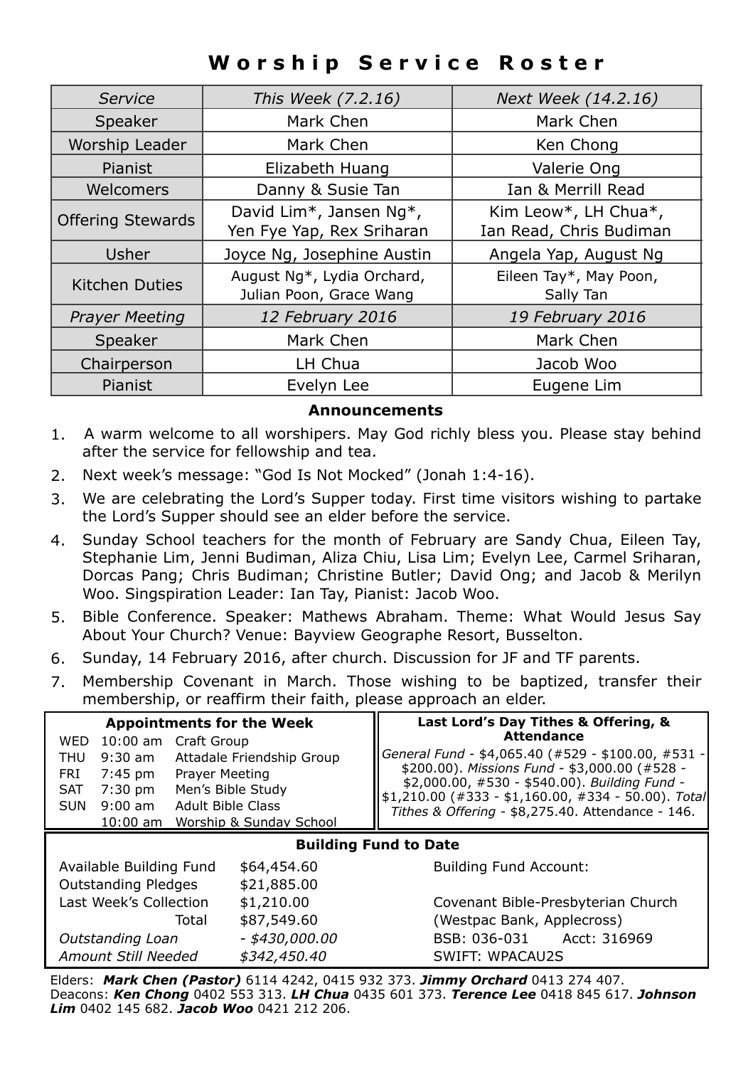# Worship Service Roster

| *Service* | *This Week (7.2.16)* | *Next Week (14.2.16)* |
|---|---|---|
| Speaker | Mark Chen | Mark Chen |
| Worship Leader | Mark Chen | Ken Chong |
| Pianist | Elizabeth Huang | Valerie Ong |
| Welcomers | Danny & Susie Tan | Ian & Merrill Read |
| Offering Stewards | David Lim*, Jansen Ng*, Yen Fye Yap, Rex Sriharan | Kim Leow*, LH Chua*, Ian Read, Chris Budiman |
| Usher | Joyce Ng, Josephine Austin | Angela Yap, August Ng |
| Kitchen Duties | August Ng*, Lydia Orchard, Julian Poon, Grace Wang | Eileen Tay*, May Poon, Sally Tan |
| *Prayer Meeting* | *12 February 2016* | *19 February 2016* |
| Speaker | Mark Chen | Mark Chen |
| Chairperson | LH Chua | Jacob Woo |
| Pianist | Evelyn Lee | Eugene Lim |

## Announcements

1. A warm welcome to all worshipers. May God richly bless you. Please stay behind after the service for fellowship and tea.
2. Next week's message: "God Is Not Mocked" (Jonah 1:4-16).
3. We are celebrating the Lord's Supper today. First time visitors wishing to partake the Lord's Supper should see an elder before the service.
4. Sunday School teachers for the month of February are Sandy Chua, Eileen Tay, Stephanie Lim, Jenni Budiman, Aliza Chiu, Lisa Lim; Evelyn Lee, Carmel Sriharan, Dorcas Pang; Chris Budiman; Christine Butler; David Ong; and Jacob & Merilyn Woo. Singspiration Leader: Ian Tay, Pianist: Jacob Woo.
5. Bible Conference. Speaker: Mathews Abraham. Theme: What Would Jesus Say About Your Church? Venue: Bayview Geographe Resort, Busselton.
6. Sunday, 14 February 2016, after church. Discussion for JF and TF parents.
7. Membership Covenant in March. Those wishing to be baptized, transfer their membership, or reaffirm their faith, please approach an elder.

### Appointments for the Week

| | | |
|---|---|---|
| WED | 10:00 am | Craft Group |
| THU | 9:30 am | Attadale Friendship Group |
| FRI | 7:45 pm | Prayer Meeting |
| SAT | 7:30 pm | Men's Bible Study |
| SUN | 9:00 am | Adult Bible Class |
| | 10:00 am | Worship & Sunday School |

### Last Lord's Day Tithes & Offering, & Attendance

*General Fund* - $4,065.40 (#529 - $100.00, #531 - $200.00). *Missions Fund* - $3,000.00 (#528 - $2,000.00, #530 - $540.00). *Building Fund* - $1,210.00 (#333 - $1,160.00, #334 - 50.00). *Total Tithes & Offering* - $8,275.40. Attendance - 146.

### Building Fund to Date

| | |
|---|---|
| Available Building Fund | $64,454.60 |
| Outstanding Pledges | $21,885.00 |
| Last Week's Collection | $1,210.00 |
| Total | $87,549.60 |
| *Outstanding Loan* | *- $430,000.00* |
| *Amount Still Needed* | *$342,450.40* |

Building Fund Account:

Covenant Bible-Presbyterian Church
(Westpac Bank, Applecross)
BSB: 036-031 Acct: 316969
SWIFT: WPACAU2S

Elders: ***Mark Chen (Pastor)*** 6114 4242, 0415 932 373. ***Jimmy Orchard*** 0413 274 407.
Deacons: ***Ken Chong*** 0402 553 313. ***LH Chua*** 0435 601 373. ***Terence Lee*** 0418 845 617. ***Johnson Lim*** 0402 145 682. ***Jacob Woo*** 0421 212 206.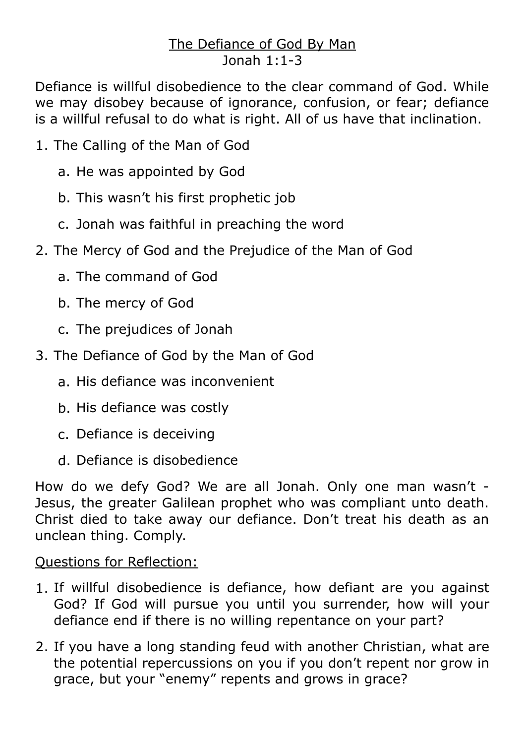## The Defiance of God By Man

Jonah 1:1-3

Defiance is willful disobedience to the clear command of God. While we may disobey because of ignorance, confusion, or fear; defiance is a willful refusal to do what is right. All of us have that inclination.

1. The Calling of the Man of God
    a. He was appointed by God
    b. This wasn’t his first prophetic job
    c. Jonah was faithful in preaching the word
2. The Mercy of God and the Prejudice of the Man of God
    a. The command of God
    b. The mercy of God
    c. The prejudices of Jonah
3. The Defiance of God by the Man of God
    a. His defiance was inconvenient
    b. His defiance was costly
    c. Defiance is deceiving
    d. Defiance is disobedience

How do we defy God? We are all Jonah. Only one man wasn’t - Jesus, the greater Galilean prophet who was compliant unto death. Christ died to take away our defiance. Don’t treat his death as an unclean thing. Comply.

Questions for Reflection:

1. If willful disobedience is defiance, how defiant are you against God? If God will pursue you until you surrender, how will your defiance end if there is no willing repentance on your part?
2. If you have a long standing feud with another Christian, what are the potential repercussions on you if you don’t repent nor grow in grace, but your “enemy” repents and grows in grace?